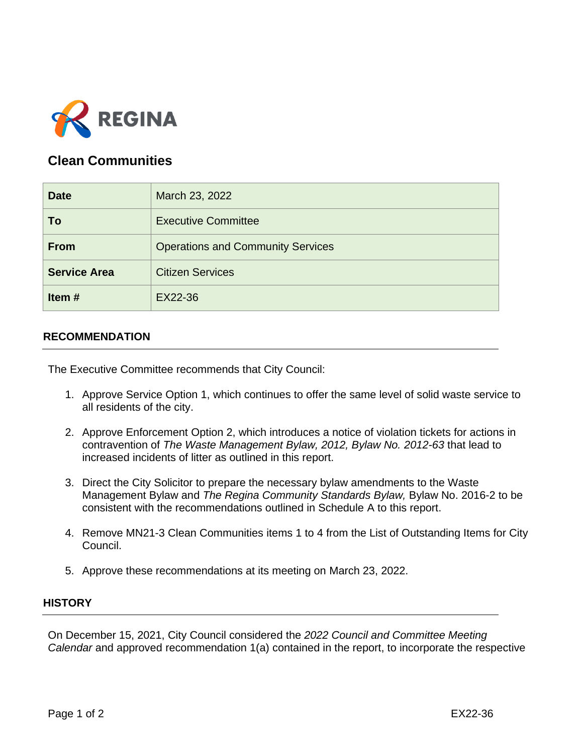REGINA

# Clean Communities

| Date | March 23, 2022 |
|---|---|
| To | Executive Committee |
| From | Operations and Community Services |
| Service Area | Citizen Services |
| Item # | EX22-36 |

## RECOMMENDATION

The Executive Committee recommends that City Council:

1. Approve Service Option 1, which continues to offer the same level of solid waste service to all residents of the city.

2. Approve Enforcement Option 2, which introduces a notice of violation tickets for actions in contravention of *The Waste Management Bylaw, 2012, Bylaw No. 2012-63* that lead to increased incidents of litter as outlined in this report.

3. Direct the City Solicitor to prepare the necessary bylaw amendments to the Waste Management Bylaw and *The Regina Community Standards Bylaw,* Bylaw No. 2016-2 to be consistent with the recommendations outlined in Schedule A to this report.

4. Remove MN21-3 Clean Communities items 1 to 4 from the List of Outstanding Items for City Council.

5. Approve these recommendations at its meeting on March 23, 2022.

## HISTORY

On December 15, 2021, City Council considered the *2022 Council and Committee Meeting Calendar* and approved recommendation 1(a) contained in the report, to incorporate the respective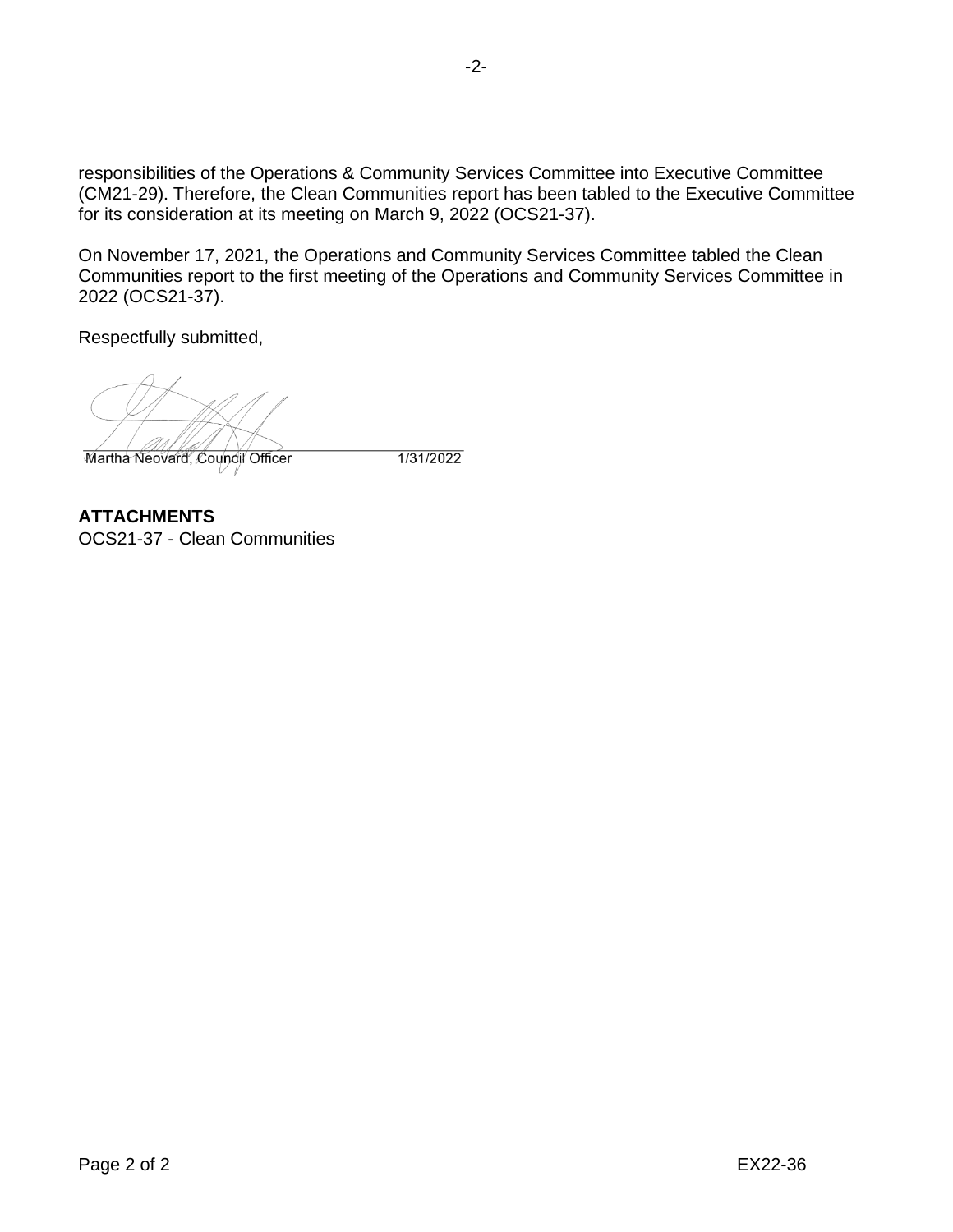responsibilities of the Operations & Community Services Committee into Executive Committee (CM21-29). Therefore, the Clean Communities report has been tabled to the Executive Committee for its consideration at its meeting on March 9, 2022 (OCS21-37).

On November 17, 2021, the Operations and Community Services Committee tabled the Clean Communities report to the first meeting of the Operations and Community Services Committee in 2022 (OCS21-37).

Respectfully submitted,

Martha Neovard, Council Officer 1/31/2022

**ATTACHMENTS**
OCS21-37 - Clean Communities